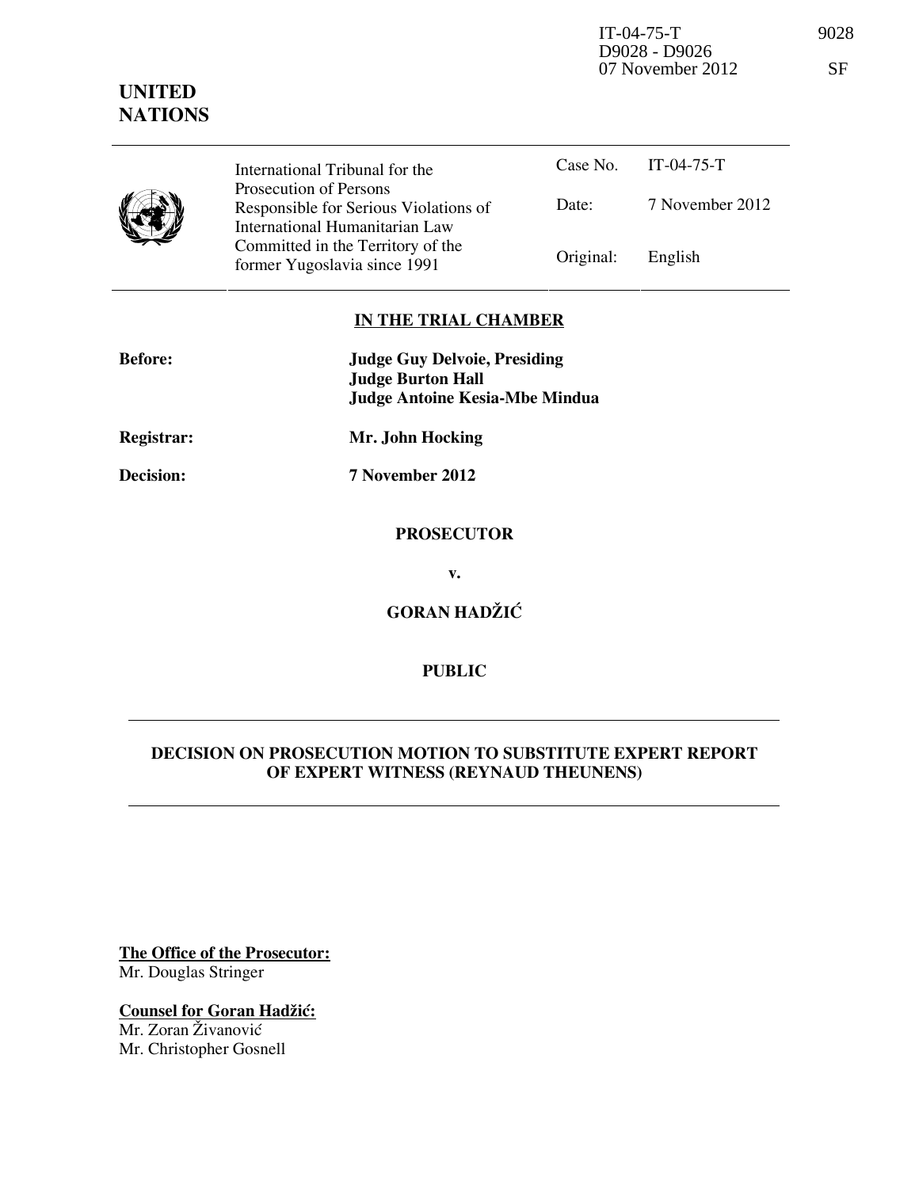IT-04-75-T 9028
D9028 - D9026
07 November 2012 SF

**UNITED NATIONS**

| International Tribunal for the Prosecution of Persons Responsible for Serious Violations of International Humanitarian Law Committed in the Territory of the former Yugoslavia since 1991 | Case No. | IT-04-75-T |
| --- | --- | --- |
| | Date: | 7 November 2012 |
| | Original: | English |

## IN THE TRIAL CHAMBER

**Before:** **Judge Guy Delvoie, Presiding**
**Judge Burton Hall**
**Judge Antoine Kesia-Mbe Mindua**

**Registrar:** **Mr. John Hocking**

**Decision:** **7 November 2012**

**PROSECUTOR**

**v.**

**GORAN HADŽIĆ**

**PUBLIC**

## DECISION ON PROSECUTION MOTION TO SUBSTITUTE EXPERT REPORT OF EXPERT WITNESS (REYNAUD THEUNENS)

**The Office of the Prosecutor:**
Mr. Douglas Stringer

**Counsel for Goran Hadžić:**
Mr. Zoran Živanović
Mr. Christopher Gosnell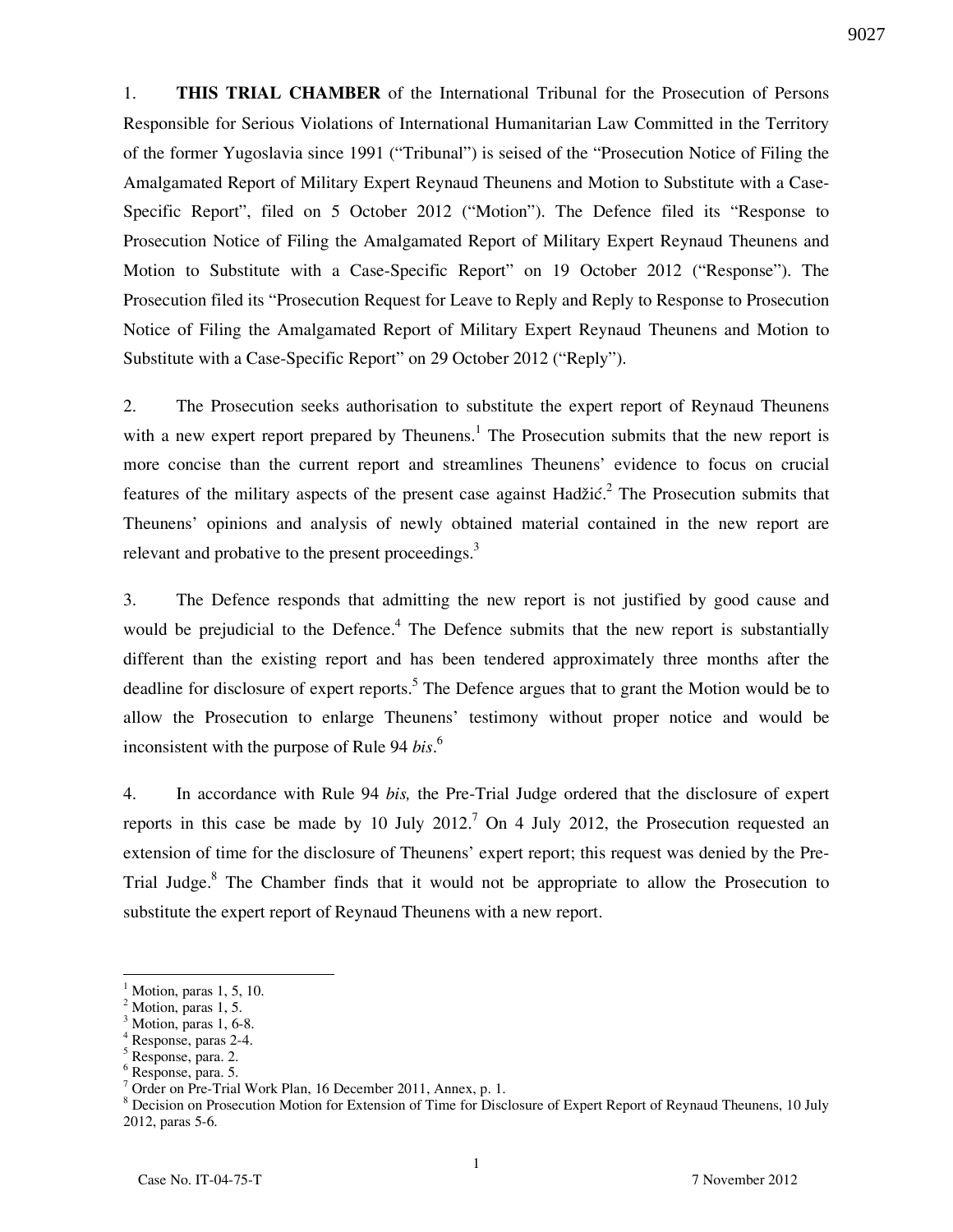1. **THIS TRIAL CHAMBER** of the International Tribunal for the Prosecution of Persons Responsible for Serious Violations of International Humanitarian Law Committed in the Territory of the former Yugoslavia since 1991 ("Tribunal") is seised of the "Prosecution Notice of Filing the Amalgamated Report of Military Expert Reynaud Theunens and Motion to Substitute with a Case-Specific Report", filed on 5 October 2012 ("Motion"). The Defence filed its "Response to Prosecution Notice of Filing the Amalgamated Report of Military Expert Reynaud Theunens and Motion to Substitute with a Case-Specific Report" on 19 October 2012 ("Response"). The Prosecution filed its "Prosecution Request for Leave to Reply and Reply to Response to Prosecution Notice of Filing the Amalgamated Report of Military Expert Reynaud Theunens and Motion to Substitute with a Case-Specific Report" on 29 October 2012 ("Reply").

2. The Prosecution seeks authorisation to substitute the expert report of Reynaud Theunens with a new expert report prepared by Theunens.[1] The Prosecution submits that the new report is more concise than the current report and streamlines Theunens' evidence to focus on crucial features of the military aspects of the present case against Hadžić.[2] The Prosecution submits that Theunens' opinions and analysis of newly obtained material contained in the new report are relevant and probative to the present proceedings.[3]

3. The Defence responds that admitting the new report is not justified by good cause and would be prejudicial to the Defence.[4] The Defence submits that the new report is substantially different than the existing report and has been tendered approximately three months after the deadline for disclosure of expert reports.[5] The Defence argues that to grant the Motion would be to allow the Prosecution to enlarge Theunens' testimony without proper notice and would be inconsistent with the purpose of Rule 94 *bis*.[6]

4. In accordance with Rule 94 *bis,* the Pre-Trial Judge ordered that the disclosure of expert reports in this case be made by 10 July 2012.[7] On 4 July 2012, the Prosecution requested an extension of time for the disclosure of Theunens' expert report; this request was denied by the Pre-Trial Judge.[8] The Chamber finds that it would not be appropriate to allow the Prosecution to substitute the expert report of Reynaud Theunens with a new report.

---

[1] Motion, paras 1, 5, 10.
[2] Motion, paras 1, 5.
[3] Motion, paras 1, 6-8.
[4] Response, paras 2-4.
[5] Response, para. 2.
[6] Response, para. 5.
[7] Order on Pre-Trial Work Plan, 16 December 2011, Annex, p. 1.
[8] Decision on Prosecution Motion for Extension of Time for Disclosure of Expert Report of Reynaud Theunens, 10 July 2012, paras 5-6.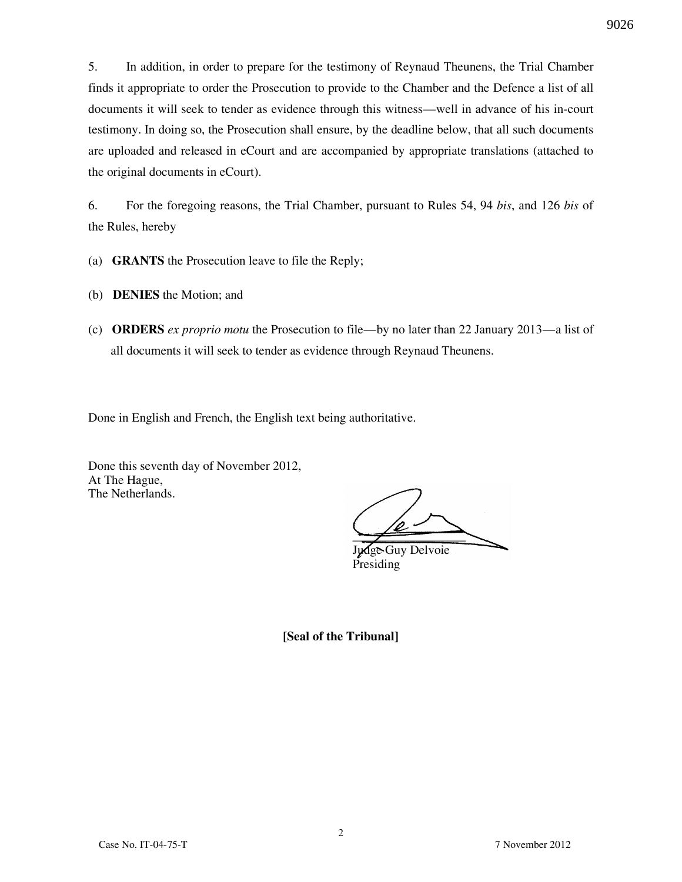5. In addition, in order to prepare for the testimony of Reynaud Theunens, the Trial Chamber finds it appropriate to order the Prosecution to provide to the Chamber and the Defence a list of all documents it will seek to tender as evidence through this witness—well in advance of his in-court testimony. In doing so, the Prosecution shall ensure, by the deadline below, that all such documents are uploaded and released in eCourt and are accompanied by appropriate translations (attached to the original documents in eCourt).

6. For the foregoing reasons, the Trial Chamber, pursuant to Rules 54, 94 *bis*, and 126 *bis* of the Rules, hereby

(a) **GRANTS** the Prosecution leave to file the Reply;

(b) **DENIES** the Motion; and

(c) **ORDERS** *ex proprio motu* the Prosecution to file—by no later than 22 January 2013—a list of all documents it will seek to tender as evidence through Reynaud Theunens.

Done in English and French, the English text being authoritative.

Done this seventh day of November 2012,
At The Hague,
The Netherlands.

Judge Guy Delvoie
Presiding

**[Seal of the Tribunal]**

Case No. IT-04-75-T 7 November 2012